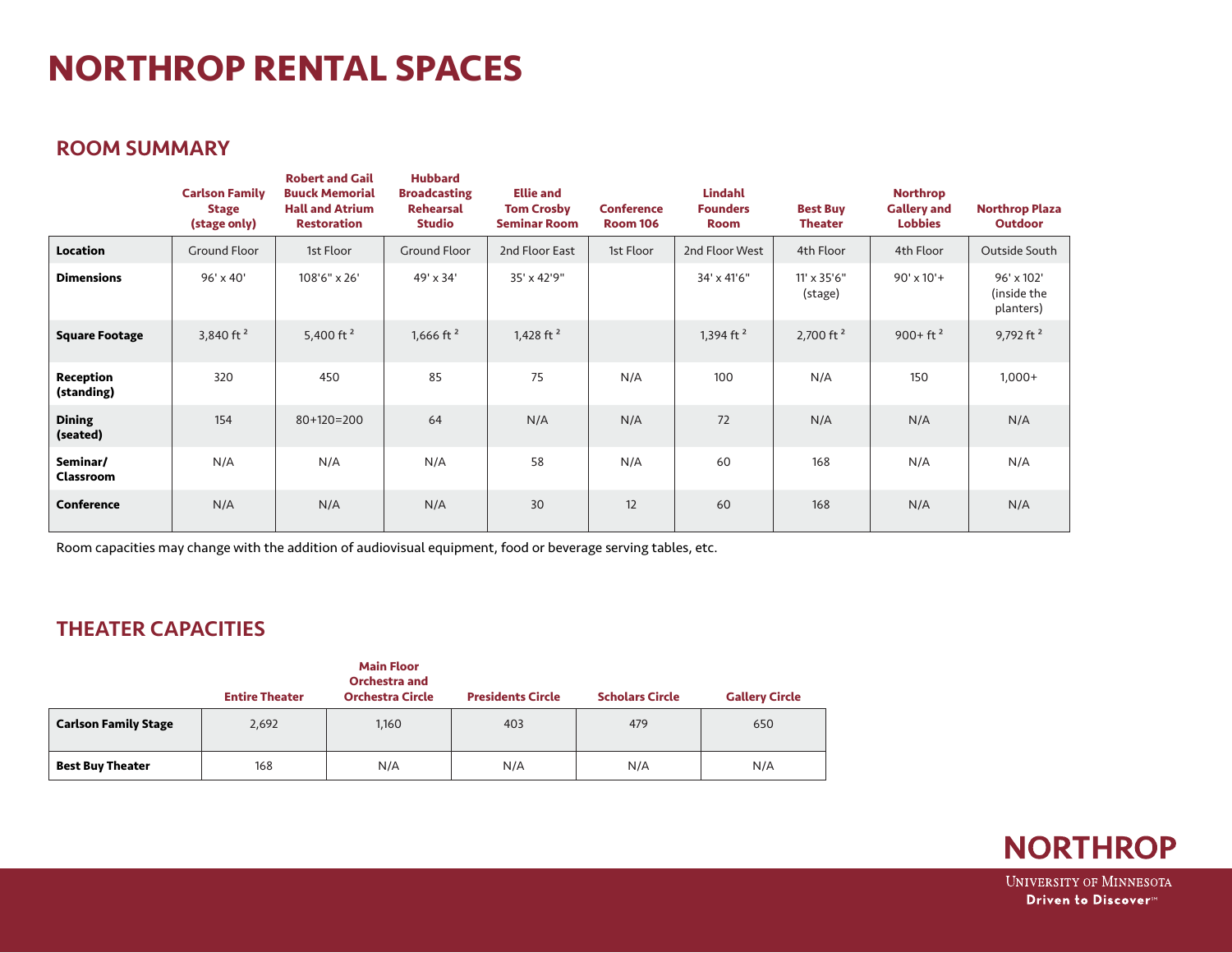# NORTHROP RENTAL SPACES

## ROOM SUMMARY

| | Carlson Family Stage (stage only) | Robert and Gail Buuck Memorial Hall and Atrium Restoration | Hubbard Broadcasting Rehearsal Studio | Ellie and Tom Crosby Seminar Room | Conference Room 106 | Lindahl Founders Room | Best Buy Theater | Northrop Gallery and Lobbies | Northrop Plaza Outdoor |
|---|---|---|---|---|---|---|---|---|---|
| **Location** | Ground Floor | 1st Floor | Ground Floor | 2nd Floor East | 1st Floor | 2nd Floor West | 4th Floor | 4th Floor | Outside South |
| **Dimensions** | 96' x 40' | 108'6" x 26' | 49' x 34' | 35' x 42'9" | | 34' x 41'6" | 11' x 35'6" (stage) | 90' x 10'+ | 96' x 102' (inside the planters) |
| **Square Footage** | 3,840 ft ² | 5,400 ft ² | 1,666 ft ² | 1,428 ft ² | | 1,394 ft ² | 2,700 ft ² | 900+ ft ² | 9,792 ft ² |
| **Reception (standing)** | 320 | 450 | 85 | 75 | N/A | 100 | N/A | 150 | 1,000+ |
| **Dining (seated)** | 154 | 80+120=200 | 64 | N/A | N/A | 72 | N/A | N/A | N/A |
| **Seminar/ Classroom** | N/A | N/A | N/A | 58 | N/A | 60 | 168 | N/A | N/A |
| **Conference** | N/A | N/A | N/A | 30 | 12 | 60 | 168 | N/A | N/A |

Room capacities may change with the addition of audiovisual equipment, food or beverage serving tables, etc.

## THEATER CAPACITIES

| | Entire Theater | Main Floor Orchestra and Orchestra Circle | Presidents Circle | Scholars Circle | Gallery Circle |
|---|---|---|---|---|---|
| **Carlson Family Stage** | 2,692 | 1,160 | 403 | 479 | 650 |
| **Best Buy Theater** | 168 | N/A | N/A | N/A | N/A |

NORTHROP

University of Minnesota

Driven to Discover℠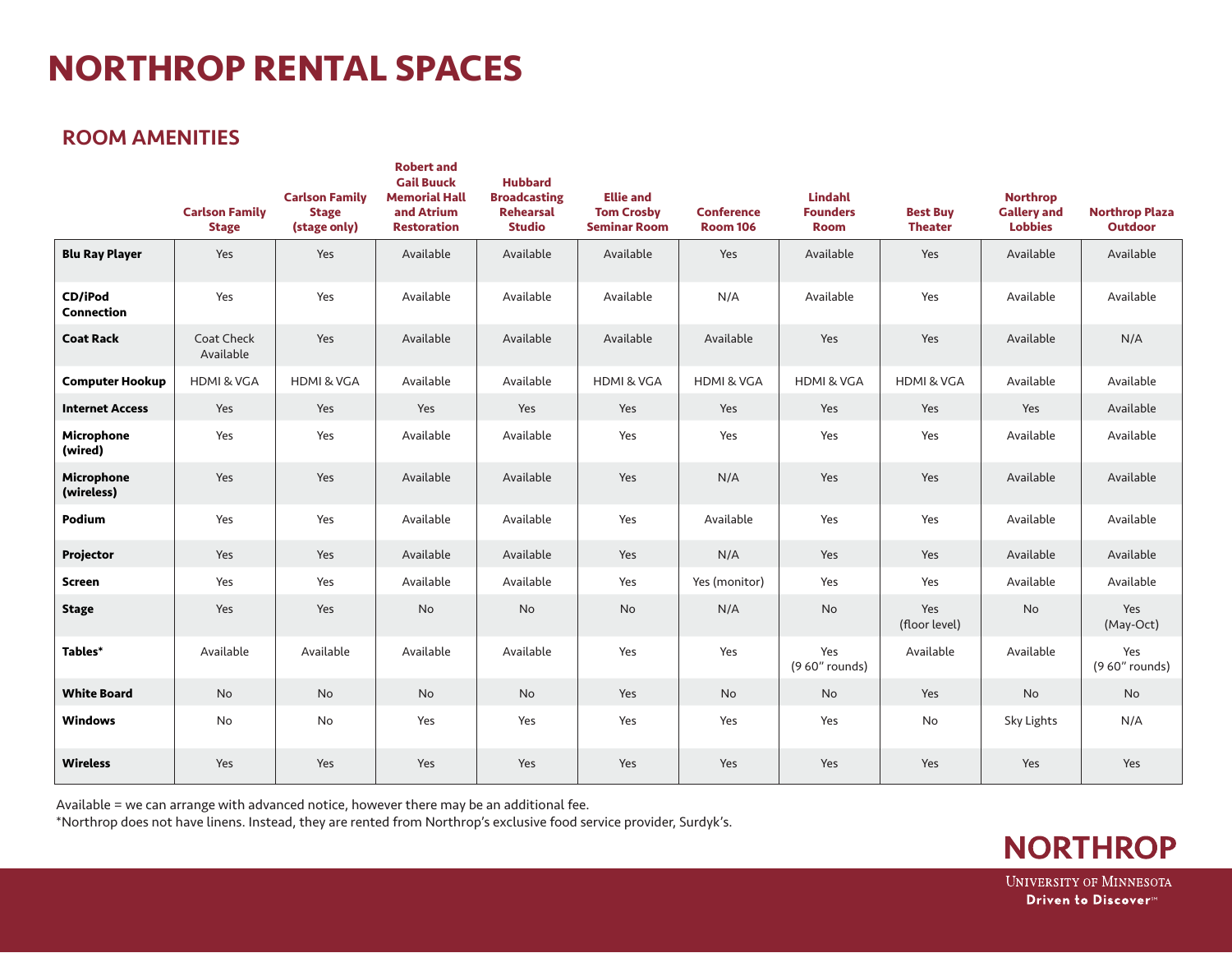# NORTHROP RENTAL SPACES

## ROOM AMENITIES

| | Carlson Family Stage | Carlson Family Stage (stage only) | Robert and Gail Buuck Memorial Hall and Atrium Restoration | Hubbard Broadcasting Rehearsal Studio | Ellie and Tom Crosby Seminar Room | Conference Room 106 | Lindahl Founders Room | Best Buy Theater | Northrop Gallery and Lobbies | Northrop Plaza Outdoor |
|---|---|---|---|---|---|---|---|---|---|---|
| **Blu Ray Player** | Yes | Yes | Available | Available | Available | Yes | Available | Yes | Available | Available |
| **CD/iPod Connection** | Yes | Yes | Available | Available | Available | N/A | Available | Yes | Available | Available |
| **Coat Rack** | Coat Check Available | Yes | Available | Available | Available | Available | Yes | Yes | Available | N/A |
| **Computer Hookup** | HDMI & VGA | HDMI & VGA | Available | Available | HDMI & VGA | HDMI & VGA | HDMI & VGA | HDMI & VGA | Available | Available |
| **Internet Access** | Yes | Yes | Yes | Yes | Yes | Yes | Yes | Yes | Yes | Available |
| **Microphone (wired)** | Yes | Yes | Available | Available | Yes | Yes | Yes | Yes | Available | Available |
| **Microphone (wireless)** | Yes | Yes | Available | Available | Yes | N/A | Yes | Yes | Available | Available |
| **Podium** | Yes | Yes | Available | Available | Yes | Available | Yes | Yes | Available | Available |
| **Projector** | Yes | Yes | Available | Available | Yes | N/A | Yes | Yes | Available | Available |
| **Screen** | Yes | Yes | Available | Available | Yes | Yes (monitor) | Yes | Yes | Available | Available |
| **Stage** | Yes | Yes | No | No | No | N/A | No | Yes (floor level) | No | Yes (May-Oct) |
| **Tables*** | Available | Available | Available | Available | Yes | Yes | Yes (9 60″ rounds) | Available | Available | Yes (9 60″ rounds) |
| **White Board** | No | No | No | No | Yes | No | No | Yes | No | No |
| **Windows** | No | No | Yes | Yes | Yes | Yes | Yes | No | Sky Lights | N/A |
| **Wireless** | Yes | Yes | Yes | Yes | Yes | Yes | Yes | Yes | Yes | Yes |

Available = we can arrange with advanced notice, however there may be an additional fee.
*Northrop does not have linens. Instead, they are rented from Northrop's exclusive food service provider, Surdyk's.

NORTHROP
UNIVERSITY OF MINNESOTA
Driven to Discover℠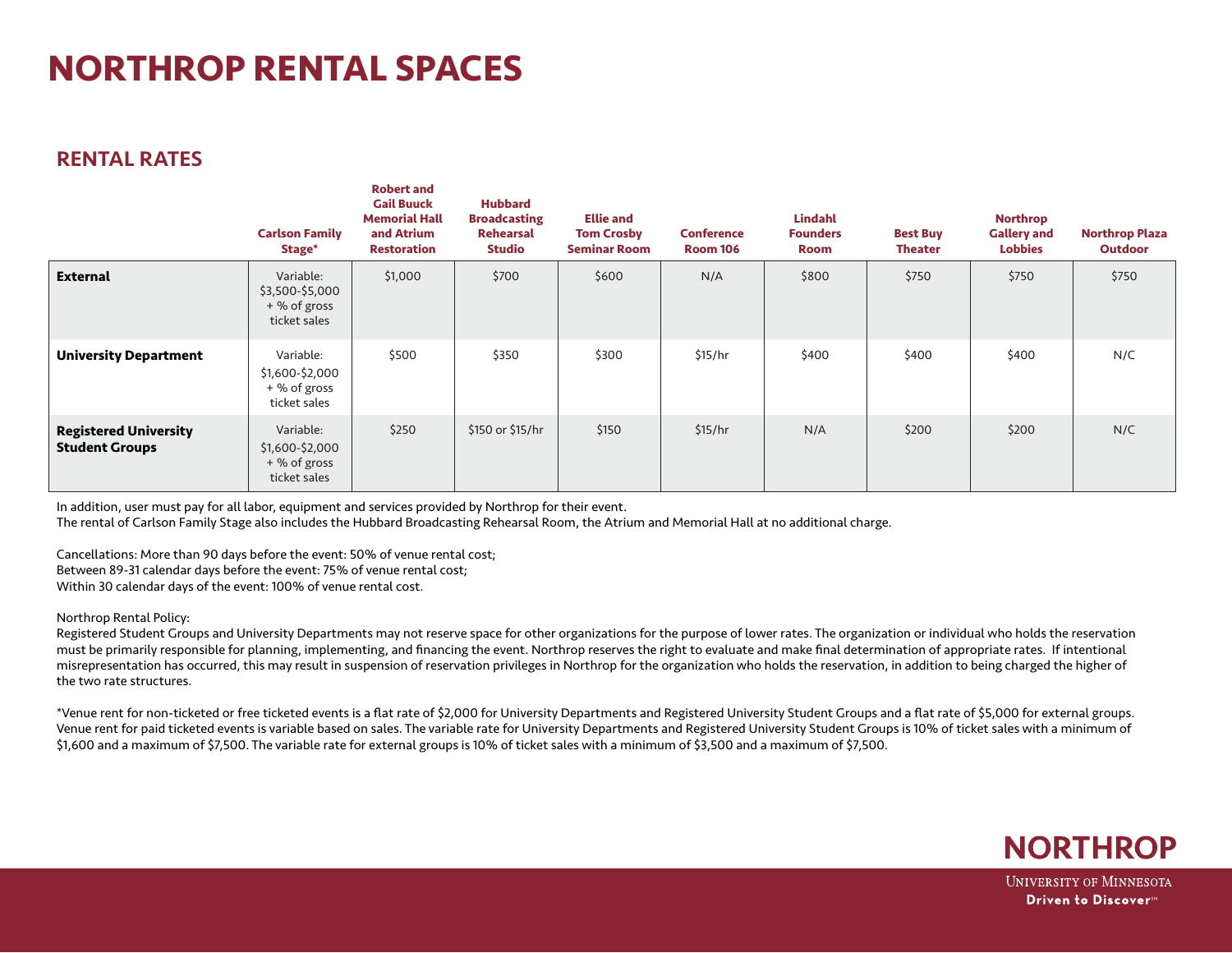# NORTHROP RENTAL SPACES

## RENTAL RATES

| | Carlson Family Stage* | Robert and Gail Buuck Memorial Hall and Atrium Restoration | Hubbard Broadcasting Rehearsal Studio | Ellie and Tom Crosby Seminar Room | Conference Room 106 | Lindahl Founders Room | Best Buy Theater | Northrop Gallery and Lobbies | Northrop Plaza Outdoor |
|---|---|---|---|---|---|---|---|---|---|
| **External** | Variable: $3,500-$5,000 + % of gross ticket sales | $1,000 | $700 | $600 | N/A | $800 | $750 | $750 | $750 |
| **University Department** | Variable: $1,600-$2,000 + % of gross ticket sales | $500 | $350 | $300 | $15/hr | $400 | $400 | $400 | N/C |
| **Registered University Student Groups** | Variable: $1,600-$2,000 + % of gross ticket sales | $250 | $150 or $15/hr | $150 | $15/hr | N/A | $200 | $200 | N/C |

In addition, user must pay for all labor, equipment and services provided by Northrop for their event.
The rental of Carlson Family Stage also includes the Hubbard Broadcasting Rehearsal Room, the Atrium and Memorial Hall at no additional charge.

Cancellations: More than 90 days before the event: 50% of venue rental cost;
Between 89-31 calendar days before the event: 75% of venue rental cost;
Within 30 calendar days of the event: 100% of venue rental cost.

Northrop Rental Policy:
Registered Student Groups and University Departments may not reserve space for other organizations for the purpose of lower rates. The organization or individual who holds the reservation must be primarily responsible for planning, implementing, and financing the event. Northrop reserves the right to evaluate and make final determination of appropriate rates. If intentional misrepresentation has occurred, this may result in suspension of reservation privileges in Northrop for the organization who holds the reservation, in addition to being charged the higher of the two rate structures.

*Venue rent for non-ticketed or free ticketed events is a flat rate of $2,000 for University Departments and Registered University Student Groups and a flat rate of $5,000 for external groups. Venue rent for paid ticketed events is variable based on sales. The variable rate for University Departments and Registered University Student Groups is 10% of ticket sales with a minimum of $1,600 and a maximum of $7,500. The variable rate for external groups is 10% of ticket sales with a minimum of $3,500 and a maximum of $7,500.

NORTHROP
UNIVERSITY OF MINNESOTA
Driven to Discover℠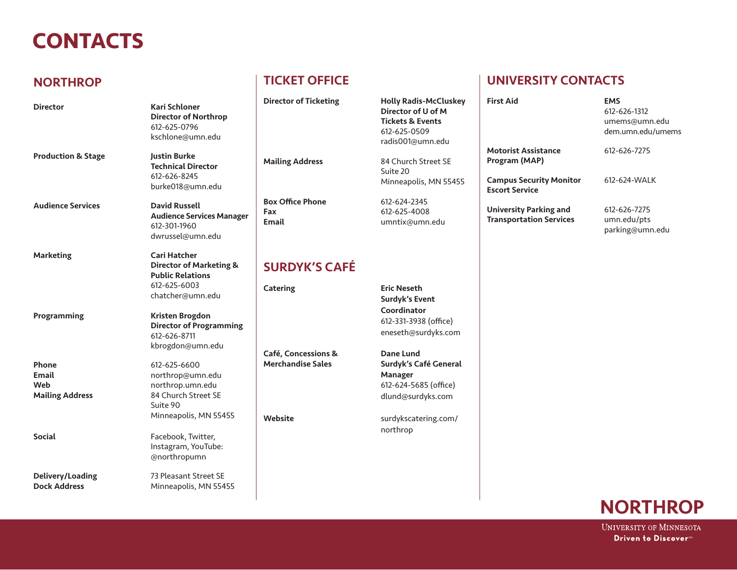# CONTACTS

## NORTHROP

| | |
|---|---|
| **Director** | **Kari Schloner**<br>**Director of Northrop**<br>612-625-0796<br>kschlone@umn.edu |
| **Production & Stage** | **Justin Burke**<br>**Technical Director**<br>612-626-8245<br>burke018@umn.edu |
| **Audience Services** | **David Russell**<br>**Audience Services Manager**<br>612-301-1960<br>dwrussel@umn.edu |
| **Marketing** | **Cari Hatcher**<br>**Director of Marketing & Public Relations**<br>612-625-6003<br>chatcher@umn.edu |
| **Programming** | **Kristen Brogdon**<br>**Director of Programming**<br>612-626-8711<br>kbrogdon@umn.edu |
| **Phone** | 612-625-6600 |
| **Email** | northrop@umn.edu |
| **Web** | northrop.umn.edu |
| **Mailing Address** | 84 Church Street SE<br>Suite 90<br>Minneapolis, MN 55455 |
| **Social** | Facebook, Twitter, Instagram, YouTube: @northropumn |
| **Delivery/Loading Dock Address** | 73 Pleasant Street SE<br>Minneapolis, MN 55455 |

## TICKET OFFICE

| | |
|---|---|
| **Director of Ticketing** | **Holly Radis-McCluskey**<br>**Director of U of M Tickets & Events**<br>612-625-0509<br>radis001@umn.edu |
| **Mailing Address** | 84 Church Street SE<br>Suite 20<br>Minneapolis, MN 55455 |
| **Box Office Phone** | 612-624-2345 |
| **Fax** | 612-625-4008 |
| **Email** | umntix@umn.edu |

## SURDYK'S CAFÉ

| | |
|---|---|
| **Catering** | **Eric Neseth**<br>**Surdyk's Event Coordinator**<br>612-331-3938 (office)<br>eneseth@surdyks.com |
| **Café, Concessions & Merchandise Sales** | **Dane Lund**<br>**Surdyk's Café General Manager**<br>612-624-5685 (office)<br>dlund@surdyks.com |
| **Website** | surdykscatering.com/northrop |

## UNIVERSITY CONTACTS

| | |
|---|---|
| **First Aid** | **EMS**<br>612-626-1312<br>umems@umn.edu<br>dem.umn.edu/umems |
| **Motorist Assistance Program (MAP)** | 612-626-7275 |
| **Campus Security Monitor Escort Service** | 612-624-WALK |
| **University Parking and Transportation Services** | 612-626-7275<br>umn.edu/pts<br>parking@umn.edu |

NORTHROP
University of Minnesota
Driven to Discover℠